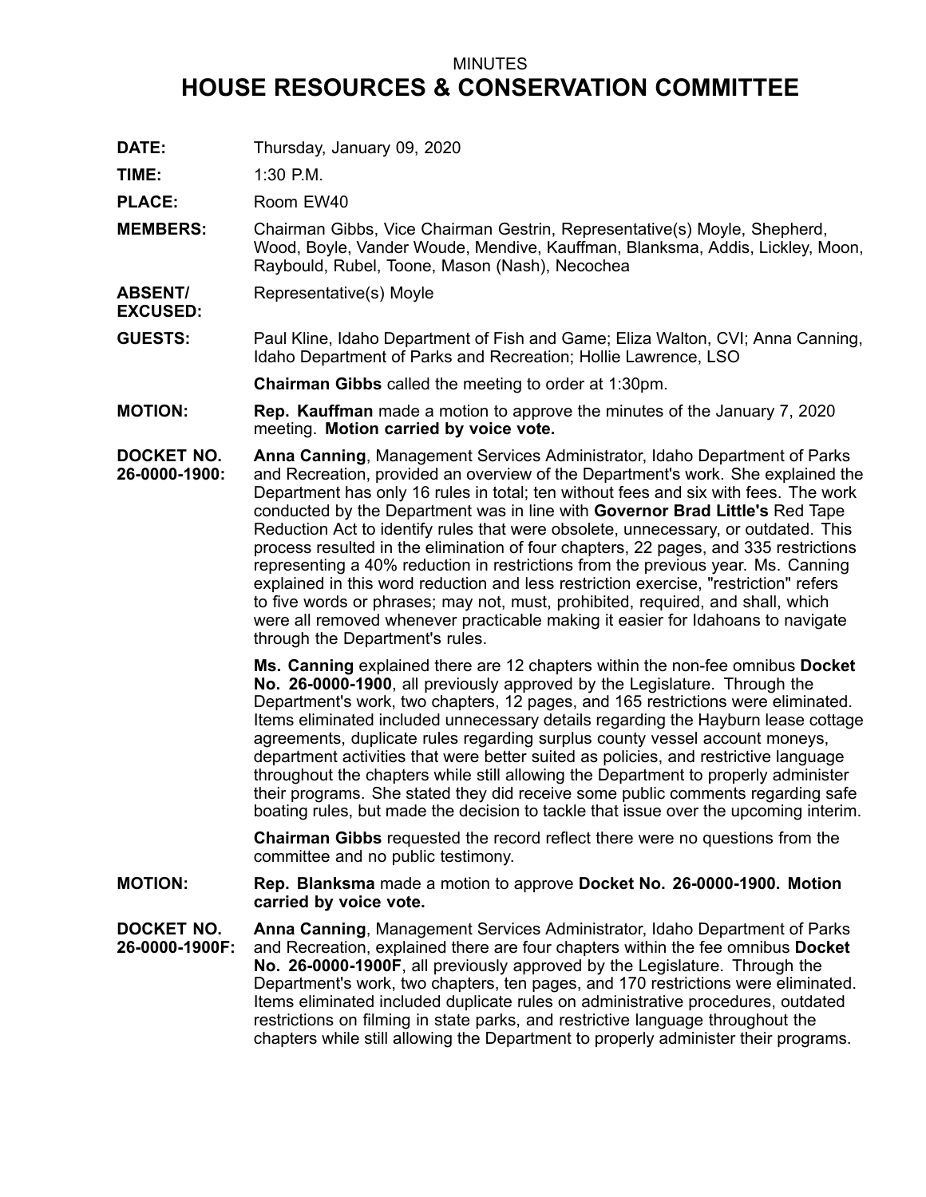MINUTES

# HOUSE RESOURCES & CONSERVATION COMMITTEE

**DATE:** Thursday, January 09, 2020

**TIME:** 1:30 P.M.

**PLACE:** Room EW40

**MEMBERS:** Chairman Gibbs, Vice Chairman Gestrin, Representative(s) Moyle, Shepherd, Wood, Boyle, Vander Woude, Mendive, Kauffman, Blanksma, Addis, Lickley, Moon, Raybould, Rubel, Toone, Mason (Nash), Necochea

**ABSENT/ EXCUSED:** Representative(s) Moyle

**GUESTS:** Paul Kline, Idaho Department of Fish and Game; Eliza Walton, CVI; Anna Canning, Idaho Department of Parks and Recreation; Hollie Lawrence, LSO

**Chairman Gibbs** called the meeting to order at 1:30pm.

**MOTION:** **Rep. Kauffman** made a motion to approve the minutes of the January 7, 2020 meeting. **Motion carried by voice vote.**

**DOCKET NO. 26-0000-1900:** **Anna Canning**, Management Services Administrator, Idaho Department of Parks and Recreation, provided an overview of the Department's work. She explained the Department has only 16 rules in total; ten without fees and six with fees. The work conducted by the Department was in line with **Governor Brad Little's** Red Tape Reduction Act to identify rules that were obsolete, unnecessary, or outdated. This process resulted in the elimination of four chapters, 22 pages, and 335 restrictions representing a 40% reduction in restrictions from the previous year. Ms. Canning explained in this word reduction and less restriction exercise, "restriction" refers to five words or phrases; may not, must, prohibited, required, and shall, which were all removed whenever practicable making it easier for Idahoans to navigate through the Department's rules.

**Ms. Canning** explained there are 12 chapters within the non-fee omnibus **Docket No. 26-0000-1900**, all previously approved by the Legislature. Through the Department's work, two chapters, 12 pages, and 165 restrictions were eliminated. Items eliminated included unnecessary details regarding the Hayburn lease cottage agreements, duplicate rules regarding surplus county vessel account moneys, department activities that were better suited as policies, and restrictive language throughout the chapters while still allowing the Department to properly administer their programs. She stated they did receive some public comments regarding safe boating rules, but made the decision to tackle that issue over the upcoming interim.

**Chairman Gibbs** requested the record reflect there were no questions from the committee and no public testimony.

**MOTION:** **Rep. Blanksma** made a motion to approve **Docket No. 26-0000-1900. Motion carried by voice vote.**

**DOCKET NO. 26-0000-1900F:** **Anna Canning**, Management Services Administrator, Idaho Department of Parks and Recreation, explained there are four chapters within the fee omnibus **Docket No. 26-0000-1900F**, all previously approved by the Legislature. Through the Department's work, two chapters, ten pages, and 170 restrictions were eliminated. Items eliminated included duplicate rules on administrative procedures, outdated restrictions on filming in state parks, and restrictive language throughout the chapters while still allowing the Department to properly administer their programs.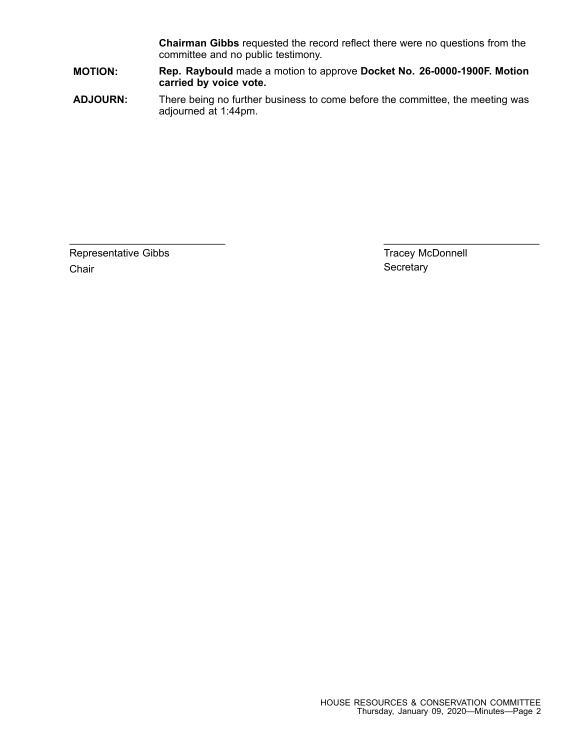**Chairman Gibbs** requested the record reflect there were no questions from the committee and no public testimony.

**MOTION:** **Rep. Raybould** made a motion to approve **Docket No. 26-0000-1900F. Motion carried by voice vote.**

**ADJOURN:** There being no further business to come before the committee, the meeting was adjourned at 1:44pm.

| | |
|---|---|
| ___________________________ | ___________________________ |
| Representative Gibbs | Tracey McDonnell |
| Chair | Secretary |